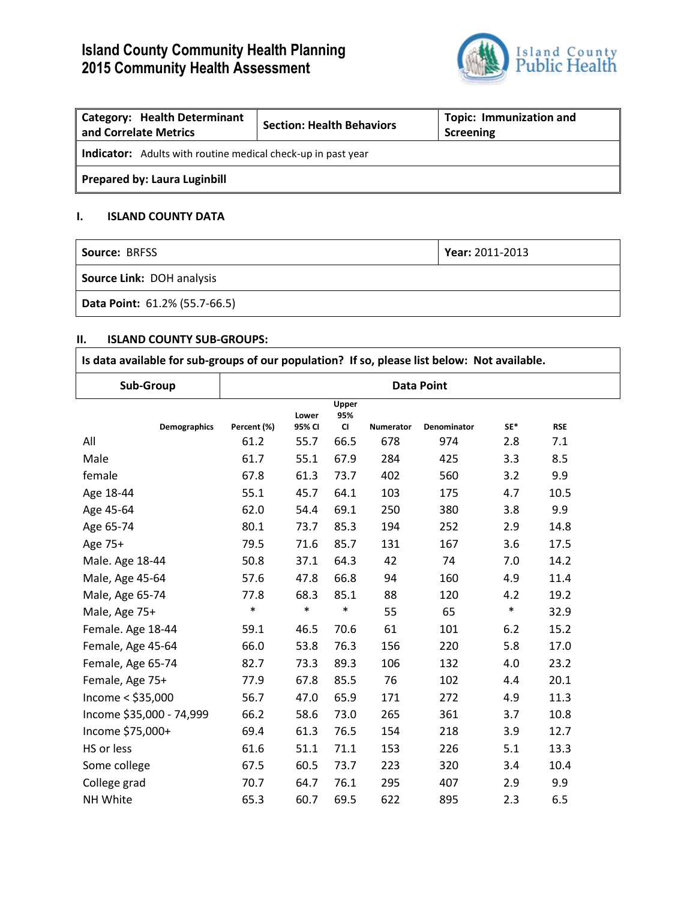# Island County Community Health Planning
# 2015 Community Health Assessment

Island County Public Health

| **Category: Health Determinant and Correlate Metrics** | **Section: Health Behaviors** | **Topic: Immunization and Screening** |
|---|---|---|
| **Indicator:** Adults with routine medical check-up in past year | | |
| **Prepared by: Laura Luginbill** | | |

## I. ISLAND COUNTY DATA

| **Source:** BRFSS | **Year:** 2011-2013 |
|---|---|
| **Source Link:** DOH analysis | |
| **Data Point:** 61.2% (55.7-66.5) | |

## II. ISLAND COUNTY SUB-GROUPS:

**Is data available for sub-groups of our population? If so, please list below: Not available.**

| **Sub-Group** | **Data Point** | | | | | | |
|---|---|---|---|---|---|---|---|
| Demographics | Percent (%) | Lower 95% CI | Upper 95% CI | Numerator | Denominator | SE* | RSE |
| All | 61.2 | 55.7 | 66.5 | 678 | 974 | 2.8 | 7.1 |
| Male | 61.7 | 55.1 | 67.9 | 284 | 425 | 3.3 | 8.5 |
| female | 67.8 | 61.3 | 73.7 | 402 | 560 | 3.2 | 9.9 |
| Age 18-44 | 55.1 | 45.7 | 64.1 | 103 | 175 | 4.7 | 10.5 |
| Age 45-64 | 62.0 | 54.4 | 69.1 | 250 | 380 | 3.8 | 9.9 |
| Age 65-74 | 80.1 | 73.7 | 85.3 | 194 | 252 | 2.9 | 14.8 |
| Age 75+ | 79.5 | 71.6 | 85.7 | 131 | 167 | 3.6 | 17.5 |
| Male. Age 18-44 | 50.8 | 37.1 | 64.3 | 42 | 74 | 7.0 | 14.2 |
| Male, Age 45-64 | 57.6 | 47.8 | 66.8 | 94 | 160 | 4.9 | 11.4 |
| Male, Age 65-74 | 77.8 | 68.3 | 85.1 | 88 | 120 | 4.2 | 19.2 |
| Male, Age 75+ | * | * | * | 55 | 65 | * | 32.9 |
| Female. Age 18-44 | 59.1 | 46.5 | 70.6 | 61 | 101 | 6.2 | 15.2 |
| Female, Age 45-64 | 66.0 | 53.8 | 76.3 | 156 | 220 | 5.8 | 17.0 |
| Female, Age 65-74 | 82.7 | 73.3 | 89.3 | 106 | 132 | 4.0 | 23.2 |
| Female, Age 75+ | 77.9 | 67.8 | 85.5 | 76 | 102 | 4.4 | 20.1 |
| Income < $35,000 | 56.7 | 47.0 | 65.9 | 171 | 272 | 4.9 | 11.3 |
| Income $35,000 - 74,999 | 66.2 | 58.6 | 73.0 | 265 | 361 | 3.7 | 10.8 |
| Income $75,000+ | 69.4 | 61.3 | 76.5 | 154 | 218 | 3.9 | 12.7 |
| HS or less | 61.6 | 51.1 | 71.1 | 153 | 226 | 5.1 | 13.3 |
| Some college | 67.5 | 60.5 | 73.7 | 223 | 320 | 3.4 | 10.4 |
| College grad | 70.7 | 64.7 | 76.1 | 295 | 407 | 2.9 | 9.9 |
| NH White | 65.3 | 60.7 | 69.5 | 622 | 895 | 2.3 | 6.5 |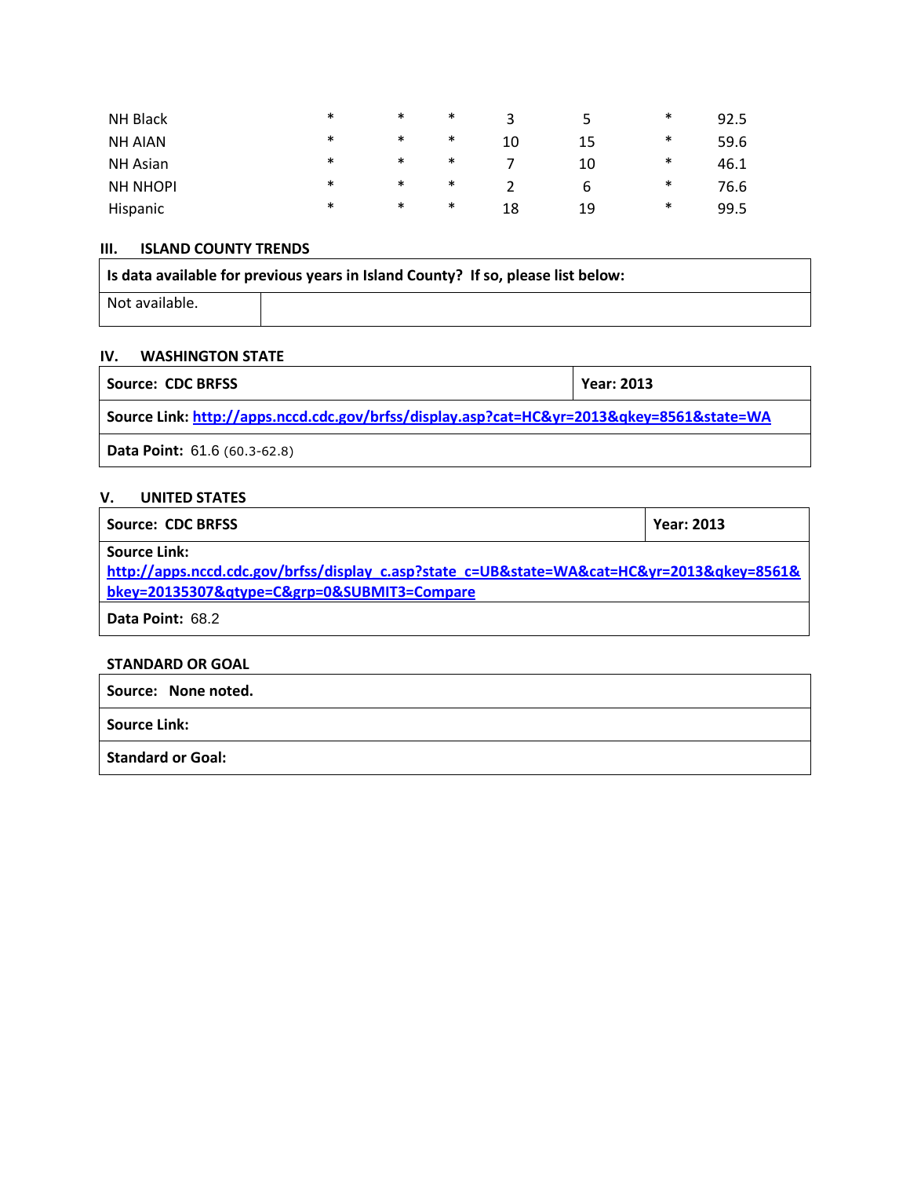| | | | | | | | |
|---|---|---|---|---|---|---|---|
| NH Black | * | * | * | 3 | 5 | * | 92.5 |
| NH AIAN | * | * | * | 10 | 15 | * | 59.6 |
| NH Asian | * | * | * | 7 | 10 | * | 46.1 |
| NH NHOPI | * | * | * | 2 | 6 | * | 76.6 |
| Hispanic | * | * | * | 18 | 19 | * | 99.5 |

## III. ISLAND COUNTY TRENDS

| **Is data available for previous years in Island County? If so, please list below:** | |
|---|---|
| Not available. | |

## IV. WASHINGTON STATE

| **Source: CDC BRFSS** | **Year: 2013** |
|---|---|
| **Source Link:** http://apps.nccd.cdc.gov/brfss/display.asp?cat=HC&yr=2013&qkey=8561&state=WA | |
| **Data Point:** 61.6 (60.3-62.8) | |

## V. UNITED STATES

| **Source: CDC BRFSS** | **Year: 2013** |
|---|---|
| **Source Link:** http://apps.nccd.cdc.gov/brfss/display_c.asp?state_c=UB&state=WA&cat=HC&yr=2013&qkey=8561&bkey=20135307&qtype=C&grp=0&SUBMIT3=Compare | |
| **Data Point:** 68.2 | |

## STANDARD OR GOAL

| **Source: None noted.** |
|---|
| **Source Link:** |
| **Standard or Goal:** |